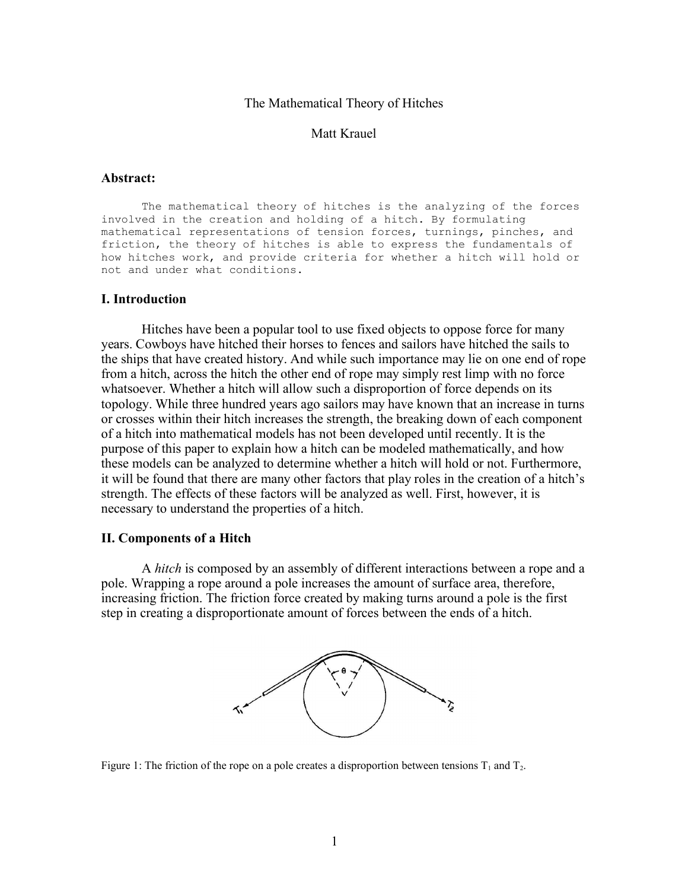# The Mathematical Theory of Hitches

Matt Krauel

## Abstract:

The mathematical theory of hitches is the analyzing of the forces involved in the creation and holding of a hitch. By formulating mathematical representations of tension forces, turnings, pinches, and friction, the theory of hitches is able to express the fundamentals of how hitches work, and provide criteria for whether a hitch will hold or not and under what conditions.

## I. Introduction

Hitches have been a popular tool to use fixed objects to oppose force for many years. Cowboys have hitched their horses to fences and sailors have hitched the sails to the ships that have created history. And while such importance may lie on one end of rope from a hitch, across the hitch the other end of rope may simply rest limp with no force whatsoever. Whether a hitch will allow such a disproportion of force depends on its topology. While three hundred years ago sailors may have known that an increase in turns or crosses within their hitch increases the strength, the breaking down of each component of a hitch into mathematical models has not been developed until recently. It is the purpose of this paper to explain how a hitch can be modeled mathematically, and how these models can be analyzed to determine whether a hitch will hold or not. Furthermore, it will be found that there are many other factors that play roles in the creation of a hitch's strength. The effects of these factors will be analyzed as well. First, however, it is necessary to understand the properties of a hitch.

## II. Components of a Hitch

A *hitch* is composed by an assembly of different interactions between a rope and a pole. Wrapping a rope around a pole increases the amount of surface area, therefore, increasing friction. The friction force created by making turns around a pole is the first step in creating a disproportionate amount of forces between the ends of a hitch.

Figure 1: The friction of the rope on a pole creates a disproportion between tensions $T_1$ and $T_2$.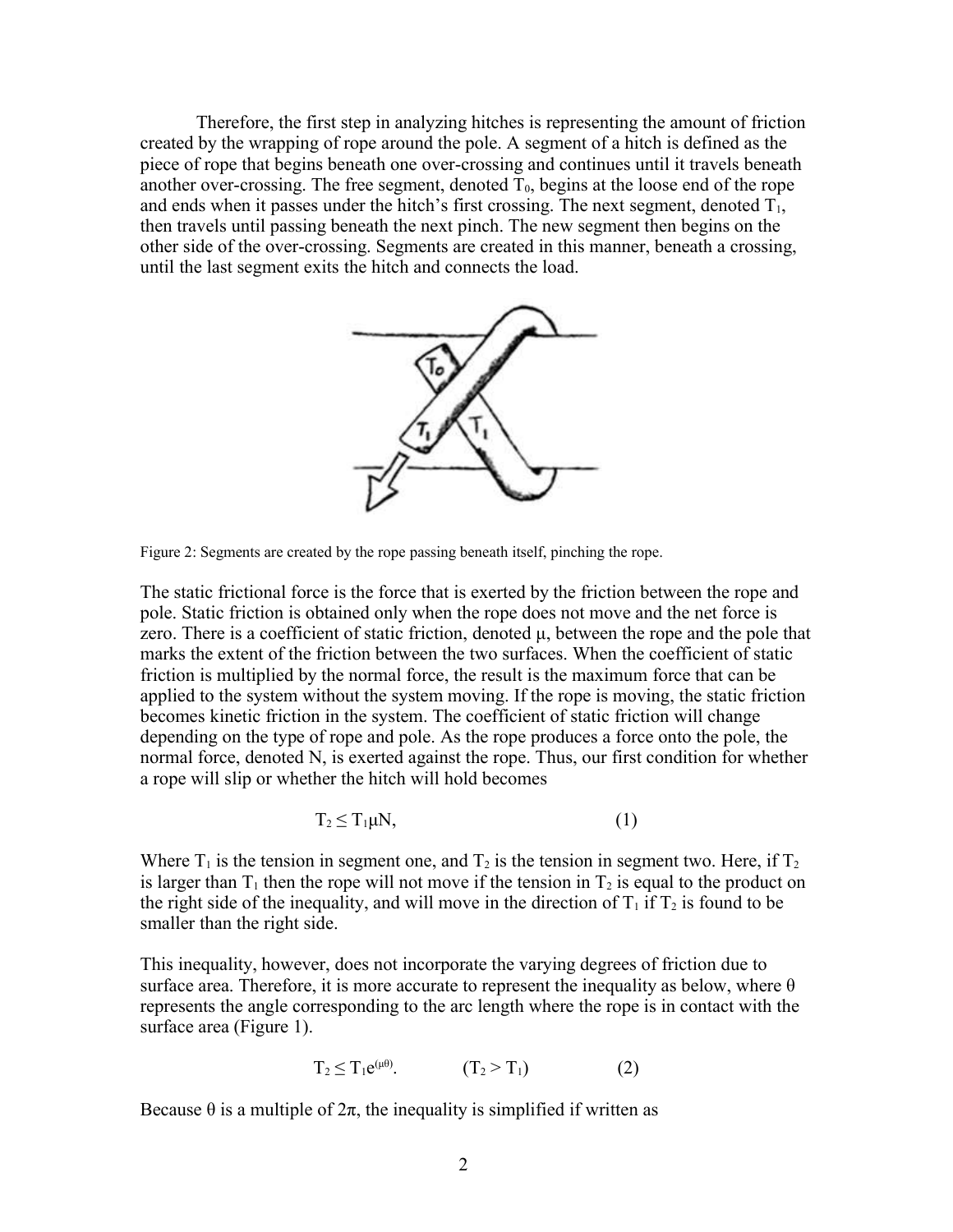Therefore, the first step in analyzing hitches is representing the amount of friction created by the wrapping of rope around the pole. A segment of a hitch is defined as the piece of rope that begins beneath one over-crossing and continues until it travels beneath another over-crossing. The free segment, denoted $T_0$, begins at the loose end of the rope and ends when it passes under the hitch's first crossing. The next segment, denoted $T_1$, then travels until passing beneath the next pinch. The new segment then begins on the other side of the over-crossing. Segments are created in this manner, beneath a crossing, until the last segment exits the hitch and connects the load.

Figure 2: Segments are created by the rope passing beneath itself, pinching the rope.

The static frictional force is the force that is exerted by the friction between the rope and pole. Static friction is obtained only when the rope does not move and the net force is zero. There is a coefficient of static friction, denoted μ, between the rope and the pole that marks the extent of the friction between the two surfaces. When the coefficient of static friction is multiplied by the normal force, the result is the maximum force that can be applied to the system without the system moving. If the rope is moving, the static friction becomes kinetic friction in the system. The coefficient of static friction will change depending on the type of rope and pole. As the rope produces a force onto the pole, the normal force, denoted N, is exerted against the rope. Thus, our first condition for whether a rope will slip or whether the hitch will hold becomes

$$T_2 \leq T_1 \mu N, \qquad (1)$$

Where $T_1$ is the tension in segment one, and $T_2$ is the tension in segment two. Here, if $T_2$ is larger than $T_1$ then the rope will not move if the tension in $T_2$ is equal to the product on the right side of the inequality, and will move in the direction of $T_1$ if $T_2$ is found to be smaller than the right side.

This inequality, however, does not incorporate the varying degrees of friction due to surface area. Therefore, it is more accurate to represent the inequality as below, where θ represents the angle corresponding to the arc length where the rope is in contact with the surface area (Figure 1).

$$T_2 \leq T_1 e^{(\mu\theta)}. \qquad (T_2 > T_1) \qquad (2)$$

Because θ is a multiple of 2π, the inequality is simplified if written as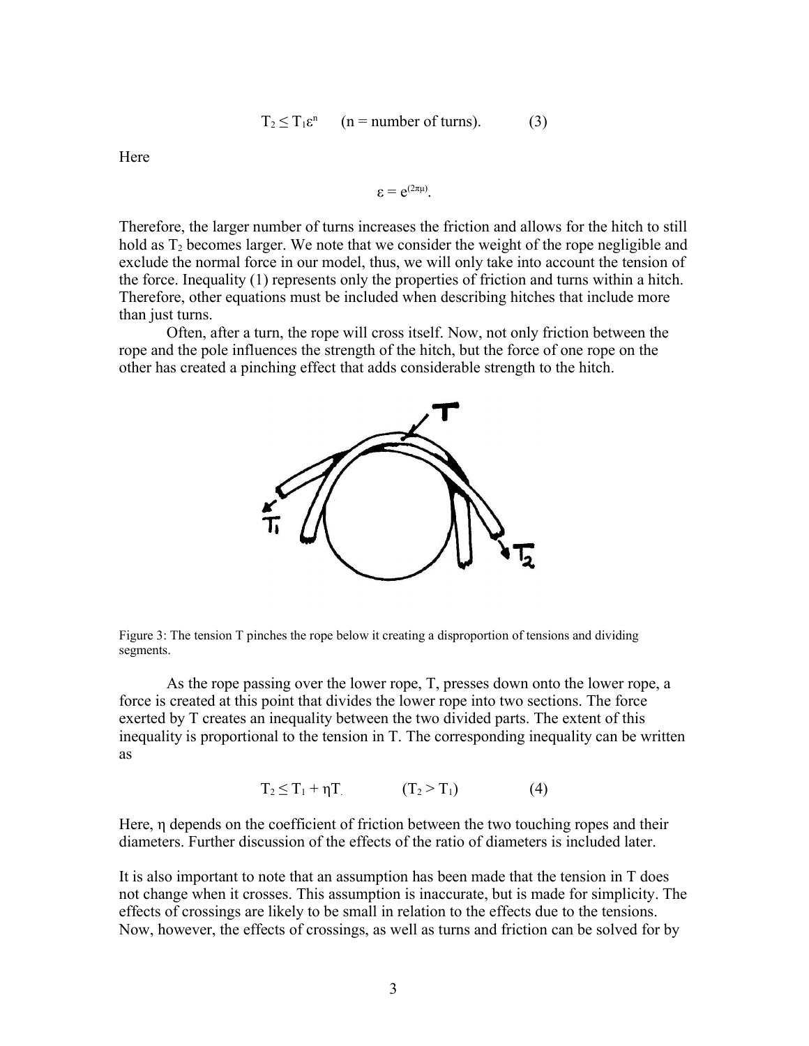$$T_2 \leq T_1\varepsilon^n \quad \text{(n = number of turns).} \qquad (3)$$

Here

$$\varepsilon = e^{(2\pi\mu)}.$$

Therefore, the larger number of turns increases the friction and allows for the hitch to still hold as $T_2$ becomes larger. We note that we consider the weight of the rope negligible and exclude the normal force in our model, thus, we will only take into account the tension of the force. Inequality (1) represents only the properties of friction and turns within a hitch. Therefore, other equations must be included when describing hitches that include more than just turns.

Often, after a turn, the rope will cross itself. Now, not only friction between the rope and the pole influences the strength of the hitch, but the force of one rope on the other has created a pinching effect that adds considerable strength to the hitch.

Figure 3: The tension T pinches the rope below it creating a disproportion of tensions and dividing segments.

As the rope passing over the lower rope, T, presses down onto the lower rope, a force is created at this point that divides the lower rope into two sections. The force exerted by T creates an inequality between the two divided parts. The extent of this inequality is proportional to the tension in T. The corresponding inequality can be written as

$$T_2 \leq T_1 + \eta T \qquad (T_2 > T_1) \qquad (4)$$

Here, $\eta$ depends on the coefficient of friction between the two touching ropes and their diameters. Further discussion of the effects of the ratio of diameters is included later.

It is also important to note that an assumption has been made that the tension in T does not change when it crosses. This assumption is inaccurate, but is made for simplicity. The effects of crossings are likely to be small in relation to the effects due to the tensions. Now, however, the effects of crossings, as well as turns and friction can be solved for by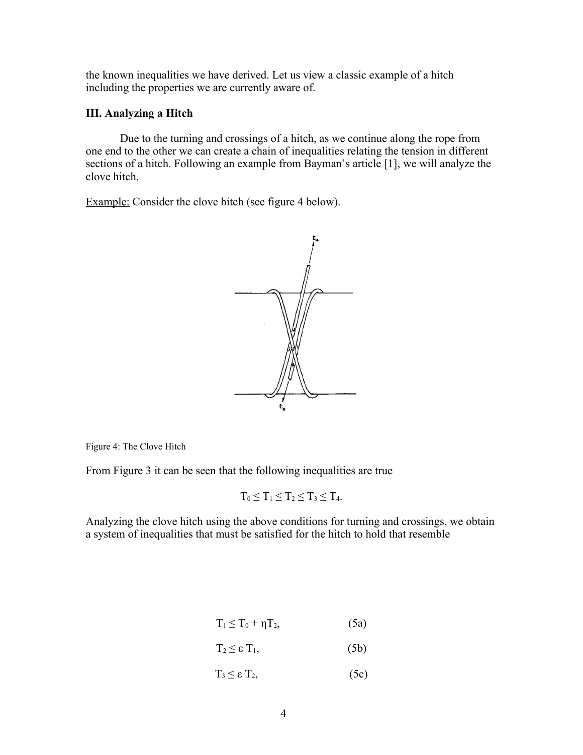the known inequalities we have derived. Let us view a classic example of a hitch including the properties we are currently aware of.

### III. Analyzing a Hitch

Due to the turning and crossings of a hitch, as we continue along the rope from one end to the other we can create a chain of inequalities relating the tension in different sections of a hitch. Following an example from Bayman's article [1], we will analyze the clove hitch.

Example: Consider the clove hitch (see figure 4 below).

Figure 4: The Clove Hitch

From Figure 3 it can be seen that the following inequalities are true

$$T_0 \leq T_1 \leq T_2 \leq T_3 \leq T_4.$$

Analyzing the clove hitch using the above conditions for turning and crossings, we obtain a system of inequalities that must be satisfied for the hitch to hold that resemble

$$T_1 \leq T_0 + \eta T_2, \qquad \text{(5a)}$$

$$T_2 \leq \varepsilon\, T_1, \qquad \text{(5b)}$$

$$T_3 \leq \varepsilon\, T_2, \qquad \text{(5c)}$$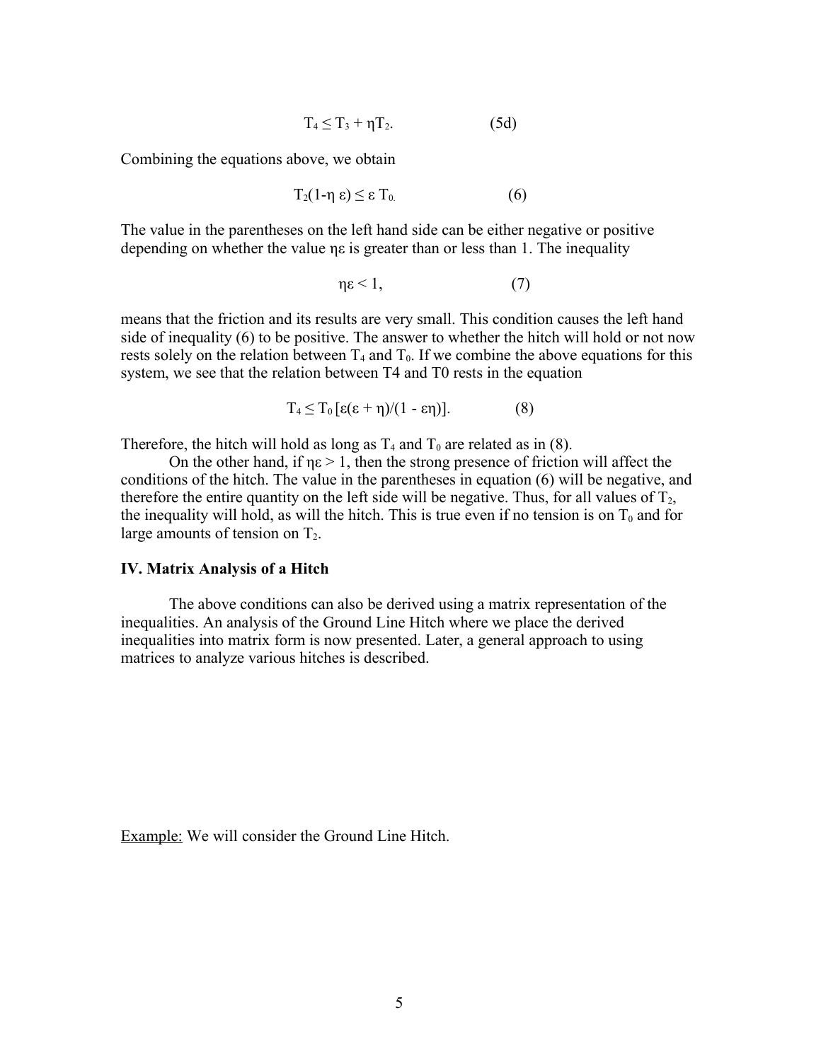$$T_4 \leq T_3 + \eta T_2. \qquad \text{(5d)}$$

Combining the equations above, we obtain

$$T_2(1-\eta\,\varepsilon) \leq \varepsilon\, T_0. \qquad \text{(6)}$$

The value in the parentheses on the left hand side can be either negative or positive depending on whether the value $\eta\varepsilon$ is greater than or less than 1. The inequality

$$\eta\varepsilon < 1, \qquad \text{(7)}$$

means that the friction and its results are very small. This condition causes the left hand side of inequality (6) to be positive. The answer to whether the hitch will hold or not now rests solely on the relation between $T_4$ and $T_0$. If we combine the above equations for this system, we see that the relation between T4 and T0 rests in the equation

$$T_4 \leq T_0\,[\varepsilon(\varepsilon + \eta)/(1 - \varepsilon\eta)]. \qquad \text{(8)}$$

Therefore, the hitch will hold as long as $T_4$ and $T_0$ are related as in (8).

On the other hand, if $\eta\varepsilon > 1$, then the strong presence of friction will affect the conditions of the hitch. The value in the parentheses in equation (6) will be negative, and therefore the entire quantity on the left side will be negative. Thus, for all values of $T_2$, the inequality will hold, as will the hitch. This is true even if no tension is on $T_0$ and for large amounts of tension on $T_2$.

### IV. Matrix Analysis of a Hitch

The above conditions can also be derived using a matrix representation of the inequalities. An analysis of the Ground Line Hitch where we place the derived inequalities into matrix form is now presented. Later, a general approach to using matrices to analyze various hitches is described.

<u>Example:</u> We will consider the Ground Line Hitch.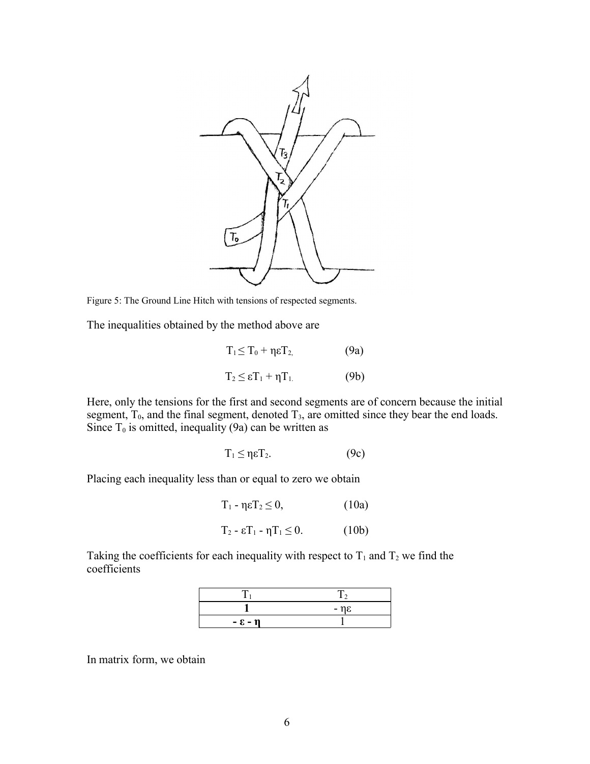Figure 5: The Ground Line Hitch with tensions of respected segments.

The inequalities obtained by the method above are

$$T_1 \leq T_0 + \eta\varepsilon T_2, \qquad (9a)$$

$$T_2 \leq \varepsilon T_1 + \eta T_1. \qquad (9b)$$

Here, only the tensions for the first and second segments are of concern because the initial segment, $T_0$, and the final segment, denoted $T_3$, are omitted since they bear the end loads. Since $T_0$ is omitted, inequality (9a) can be written as

$$T_1 \leq \eta\varepsilon T_2. \qquad (9c)$$

Placing each inequality less than or equal to zero we obtain

$$T_1 - \eta\varepsilon T_2 \leq 0, \qquad (10a)$$

$$T_2 - \varepsilon T_1 - \eta T_1 \leq 0. \qquad (10b)$$

Taking the coefficients for each inequality with respect to $T_1$ and $T_2$ we find the coefficients

| $T_1$ | $T_2$ |
|---|---|
| **1** | $-\eta\varepsilon$ |
| $\boldsymbol{-\varepsilon - \eta}$ | 1 |

In matrix form, we obtain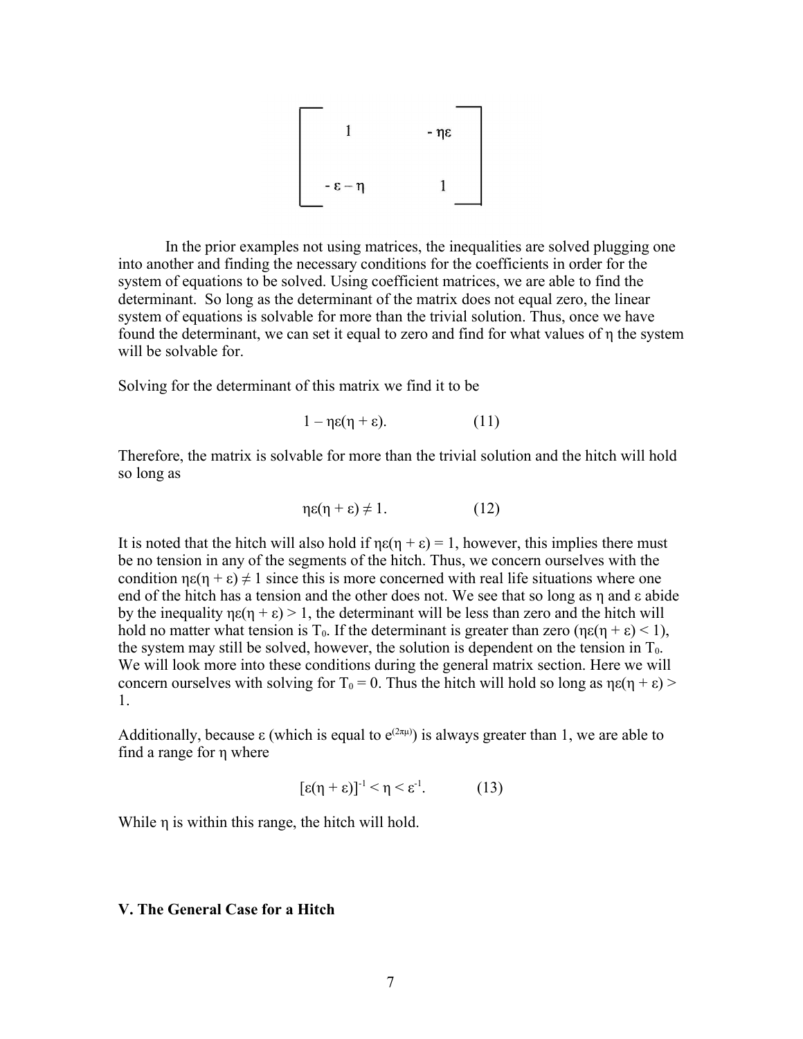$$
\begin{bmatrix}
1 & -\eta\varepsilon \\
-\varepsilon - \eta & 1
\end{bmatrix}
$$

In the prior examples not using matrices, the inequalities are solved plugging one into another and finding the necessary conditions for the coefficients in order for the system of equations to be solved. Using coefficient matrices, we are able to find the determinant. So long as the determinant of the matrix does not equal zero, the linear system of equations is solvable for more than the trivial solution. Thus, once we have found the determinant, we can set it equal to zero and find for what values of η the system will be solvable for.

Solving for the determinant of this matrix we find it to be

$$1 - \eta\varepsilon(\eta + \varepsilon). \qquad (11)$$

Therefore, the matrix is solvable for more than the trivial solution and the hitch will hold so long as

$$\eta\varepsilon(\eta + \varepsilon) \neq 1. \qquad (12)$$

It is noted that the hitch will also hold if $\eta\varepsilon(\eta + \varepsilon) = 1$, however, this implies there must be no tension in any of the segments of the hitch. Thus, we concern ourselves with the condition $\eta\varepsilon(\eta + \varepsilon) \neq 1$ since this is more concerned with real life situations where one end of the hitch has a tension and the other does not. We see that so long as η and ε abide by the inequality $\eta\varepsilon(\eta + \varepsilon) > 1$, the determinant will be less than zero and the hitch will hold no matter what tension is $T_0$. If the determinant is greater than zero ($\eta\varepsilon(\eta + \varepsilon) < 1$), the system may still be solved, however, the solution is dependent on the tension in $T_0$. We will look more into these conditions during the general matrix section. Here we will concern ourselves with solving for $T_0 = 0$. Thus the hitch will hold so long as $\eta\varepsilon(\eta + \varepsilon) > 1$.

Additionally, because ε (which is equal to $e^{(2\pi\mu)}$) is always greater than 1, we are able to find a range for η where

$$[\varepsilon(\eta + \varepsilon)]^{-1} < \eta < \varepsilon^{-1}. \qquad (13)$$

While η is within this range, the hitch will hold.

## V. The General Case for a Hitch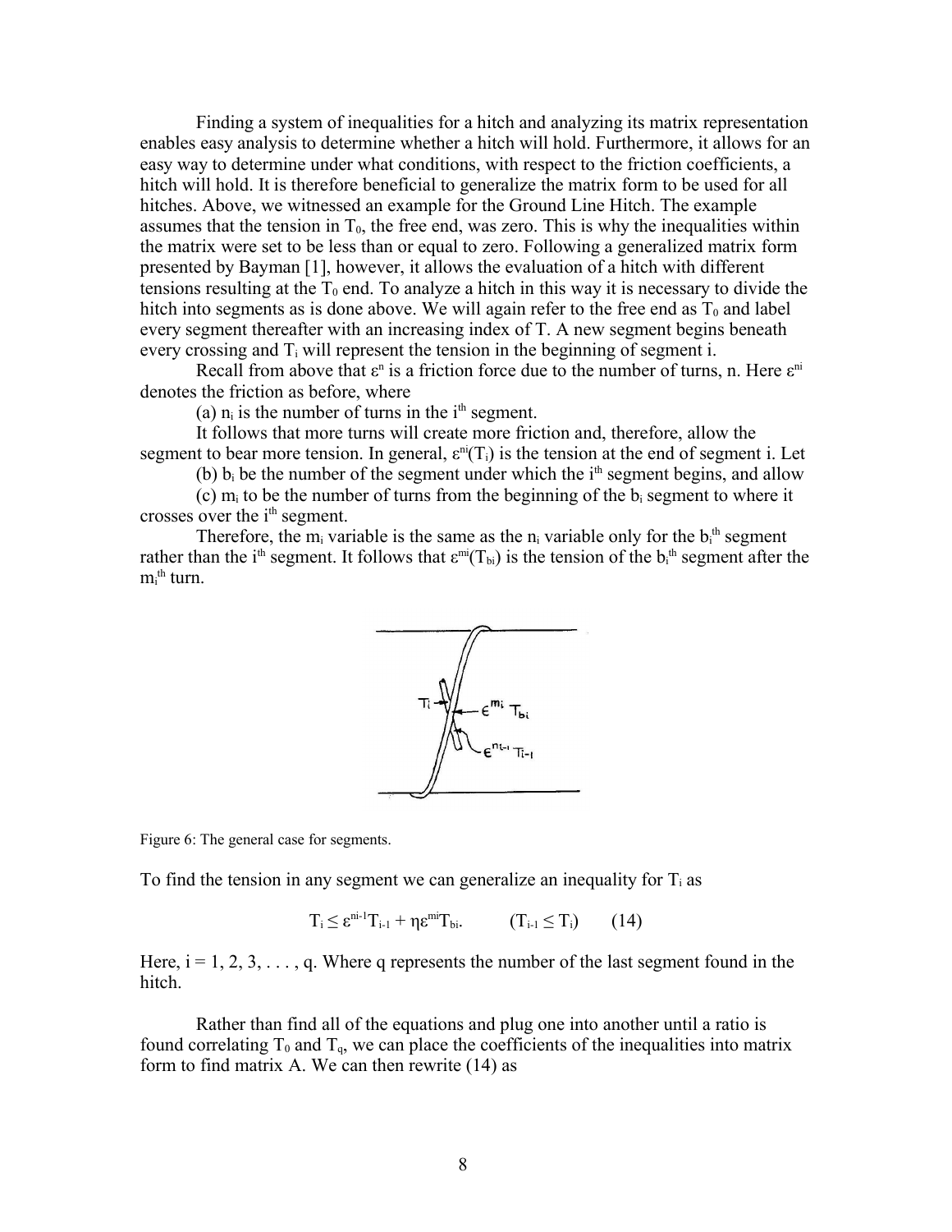Finding a system of inequalities for a hitch and analyzing its matrix representation enables easy analysis to determine whether a hitch will hold. Furthermore, it allows for an easy way to determine under what conditions, with respect to the friction coefficients, a hitch will hold. It is therefore beneficial to generalize the matrix form to be used for all hitches. Above, we witnessed an example for the Ground Line Hitch. The example assumes that the tension in $T_0$, the free end, was zero. This is why the inequalities within the matrix were set to be less than or equal to zero. Following a generalized matrix form presented by Bayman [1], however, it allows the evaluation of a hitch with different tensions resulting at the $T_0$ end. To analyze a hitch in this way it is necessary to divide the hitch into segments as is done above. We will again refer to the free end as $T_0$ and label every segment thereafter with an increasing index of T. A new segment begins beneath every crossing and $T_i$ will represent the tension in the beginning of segment i.

Recall from above that $\varepsilon^n$ is a friction force due to the number of turns, n. Here $\varepsilon^{ni}$ denotes the friction as before, where

(a) $n_i$ is the number of turns in the $i^{th}$ segment.

It follows that more turns will create more friction and, therefore, allow the segment to bear more tension. In general, $\varepsilon^{ni}(T_i)$ is the tension at the end of segment i. Let

(b) $b_i$ be the number of the segment under which the $i^{th}$ segment begins, and allow

(c) $m_i$ to be the number of turns from the beginning of the $b_i$ segment to where it crosses over the $i^{th}$ segment.

Therefore, the $m_i$ variable is the same as the $n_i$ variable only for the $b_i^{th}$ segment rather than the $i^{th}$ segment. It follows that $\varepsilon^{mi}(T_{bi})$ is the tension of the $b_i^{th}$ segment after the $m_i^{th}$ turn.

Figure 6: The general case for segments.

To find the tension in any segment we can generalize an inequality for $T_i$ as

$$T_i \leq \varepsilon^{ni-1}T_{i-1} + \eta\varepsilon^{mi}T_{bi}. \qquad (T_{i-1} \leq T_i) \qquad (14)$$

Here, $i = 1, 2, 3, \ldots, q$. Where q represents the number of the last segment found in the hitch.

Rather than find all of the equations and plug one into another until a ratio is found correlating $T_0$ and $T_q$, we can place the coefficients of the inequalities into matrix form to find matrix A. We can then rewrite (14) as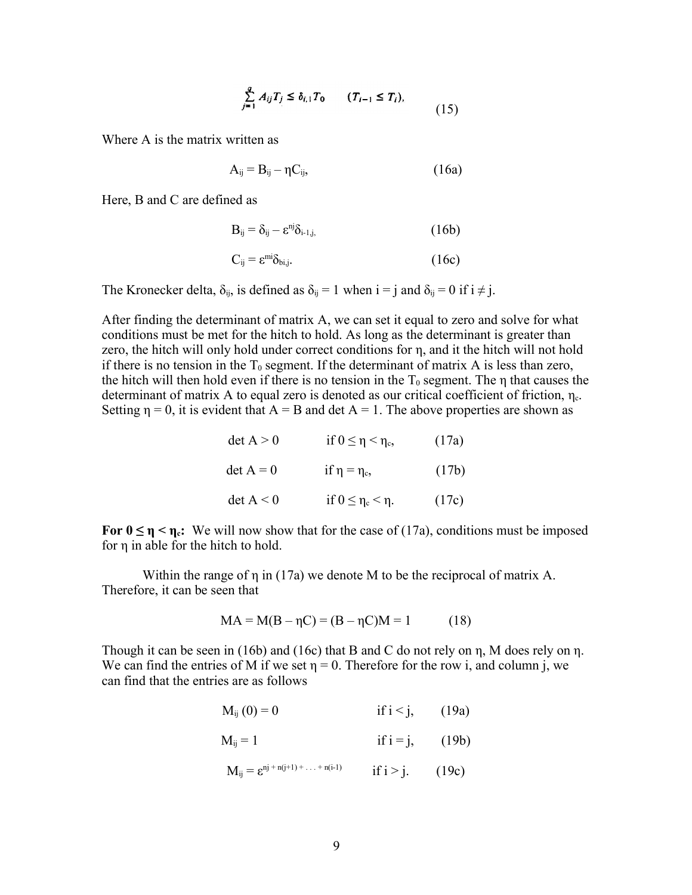$$\sum_{j=1}^{q} A_{ij}T_j \leq \delta_{i,1}T_0 \qquad (T_{i-1} \leq T_i), \tag{15}$$

Where A is the matrix written as

$$A_{ij} = B_{ij} - \eta C_{ij}, \tag{16a}$$

Here, B and C are defined as

$$B_{ij} = \delta_{ij} - \varepsilon^{nj}\delta_{i-1,j}, \tag{16b}$$

$$C_{ij} = \varepsilon^{mi}\delta_{bi,j}. \tag{16c}$$

The Kronecker delta, $\delta_{ij}$, is defined as $\delta_{ij} = 1$ when $i = j$ and $\delta_{ij} = 0$ if $i \neq j$.

After finding the determinant of matrix A, we can set it equal to zero and solve for what conditions must be met for the hitch to hold. As long as the determinant is greater than zero, the hitch will only hold under correct conditions for $\eta$, and it the hitch will not hold if there is no tension in the $T_0$ segment. If the determinant of matrix A is less than zero, the hitch will then hold even if there is no tension in the $T_0$ segment. The $\eta$ that causes the determinant of matrix A to equal zero is denoted as our critical coefficient of friction, $\eta_c$. Setting $\eta = 0$, it is evident that $A = B$ and $\det A = 1$. The above properties are shown as

$$\det A > 0 \qquad \text{if } 0 \leq \eta < \eta_c, \tag{17a}$$

$$\det A = 0 \qquad \text{if } \eta = \eta_c, \tag{17b}$$

$$\det A < 0 \qquad \text{if } 0 \leq \eta_c < \eta. \tag{17c}$$

**For $0 \leq \eta < \eta_c$:** We will now show that for the case of (17a), conditions must be imposed for $\eta$ in able for the hitch to hold.

Within the range of $\eta$ in (17a) we denote M to be the reciprocal of matrix A. Therefore, it can be seen that

$$MA = M(B - \eta C) = (B - \eta C)M = 1 \tag{18}$$

Though it can be seen in (16b) and (16c) that B and C do not rely on $\eta$, M does rely on $\eta$. We can find the entries of M if we set $\eta = 0$. Therefore for the row i, and column j, we can find that the entries are as follows

$$M_{ij}(0) = 0 \qquad \text{if } i < j, \tag{19a}$$

$$M_{ij} = 1 \qquad \text{if } i = j, \tag{19b}$$

$$M_{ij} = \varepsilon^{nj + n(j+1) + \ldots + n(i-1)} \qquad \text{if } i > j. \tag{19c}$$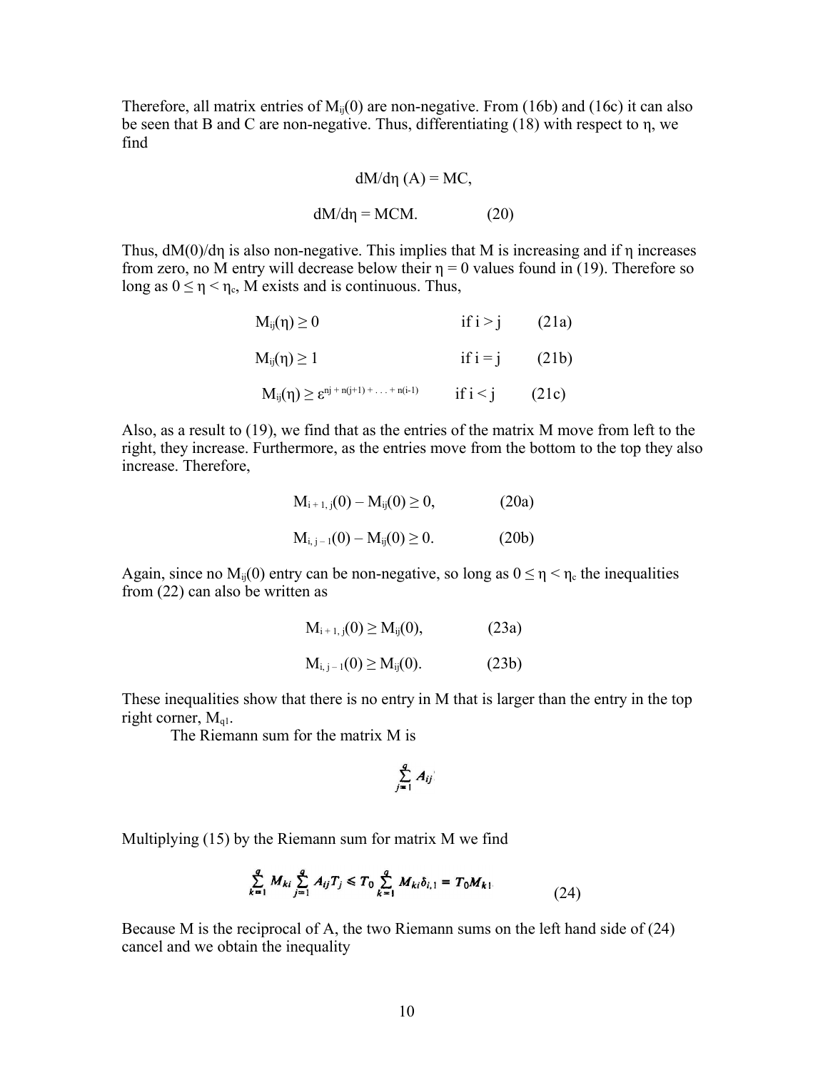Therefore, all matrix entries of $M_{ij}(0)$ are non-negative. From (16b) and (16c) it can also be seen that B and C are non-negative. Thus, differentiating (18) with respect to η, we find

$$dM/d\eta\ (A) = MC,$$

$$dM/d\eta = MCM. \qquad (20)$$

Thus, $dM(0)/d\eta$ is also non-negative. This implies that M is increasing and if η increases from zero, no M entry will decrease below their $\eta = 0$ values found in (19). Therefore so long as $0 \le \eta < \eta_c$, M exists and is continuous. Thus,

$$M_{ij}(\eta) \ge 0 \qquad \text{if } i > j \qquad (21a)$$

$$M_{ij}(\eta) \ge 1 \qquad \text{if } i = j \qquad (21b)$$

$$M_{ij}(\eta) \ge \varepsilon^{nj + n(j+1) + \ldots + n(i-1)} \qquad \text{if } i < j \qquad (21c)$$

Also, as a result to (19), we find that as the entries of the matrix M move from left to the right, they increase. Furthermore, as the entries move from the bottom to the top they also increase. Therefore,

$$M_{i+1,j}(0) - M_{ij}(0) \ge 0, \qquad (20a)$$

$$M_{i,j-1}(0) - M_{ij}(0) \ge 0. \qquad (20b)$$

Again, since no $M_{ij}(0)$ entry can be non-negative, so long as $0 \le \eta < \eta_c$ the inequalities from (22) can also be written as

$$M_{i+1,j}(0) \ge M_{ij}(0), \qquad (23a)$$

$$M_{i,j-1}(0) \ge M_{ij}(0). \qquad (23b)$$

These inequalities show that there is no entry in M that is larger than the entry in the top right corner, $M_{q1}$.

The Riemann sum for the matrix M is

$$\sum_{j=1}^{q} A_{ij}$$

Multiplying (15) by the Riemann sum for matrix M we find

$$\sum_{k=1}^{q} M_{ki} \sum_{j=1}^{q} A_{ij} T_j \le T_0 \sum_{k=1}^{q} M_{ki} \delta_{i,1} = T_0 M_{k1} \qquad (24)$$

Because M is the reciprocal of A, the two Riemann sums on the left hand side of (24) cancel and we obtain the inequality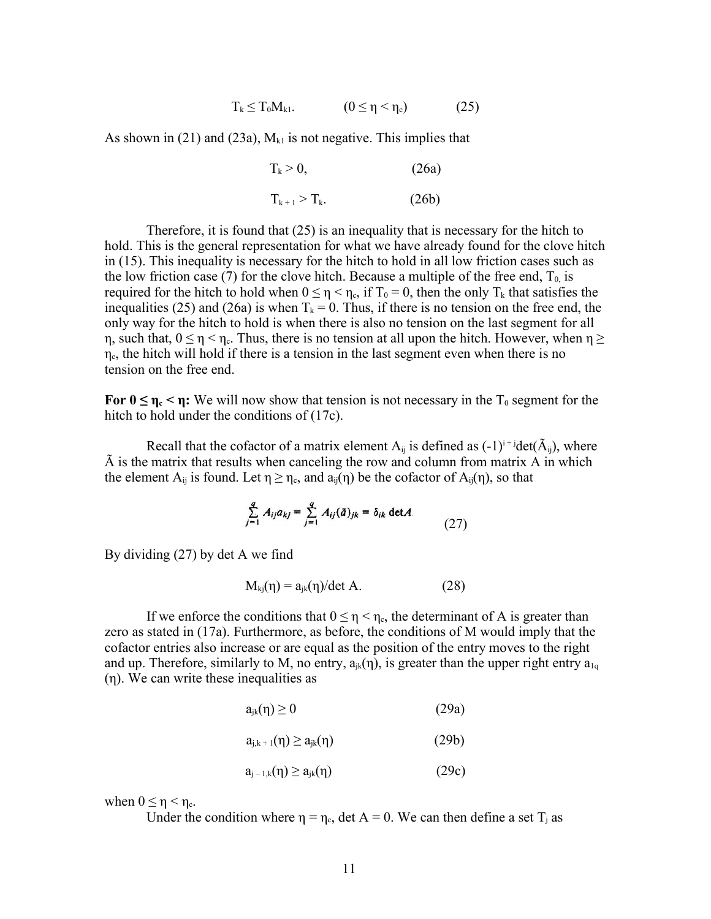$$T_k \le T_0 M_{k1}. \qquad (0 \le \eta < \eta_c) \qquad (25)$$

As shown in (21) and (23a), $M_{k1}$ is not negative. This implies that

$$T_k > 0, \qquad (26a)$$

$$T_{k+1} > T_k. \qquad (26b)$$

Therefore, it is found that (25) is an inequality that is necessary for the hitch to hold. This is the general representation for what we have already found for the clove hitch in (15). This inequality is necessary for the hitch to hold in all low friction cases such as the low friction case (7) for the clove hitch. Because a multiple of the free end, $T_0$, is required for the hitch to hold when $0 \le \eta < \eta_c$, if $T_0 = 0$, then the only $T_k$ that satisfies the inequalities (25) and (26a) is when $T_k = 0$. Thus, if there is no tension on the free end, the only way for the hitch to hold is when there is also no tension on the last segment for all $\eta$, such that, $0 \le \eta < \eta_c$. Thus, there is no tension at all upon the hitch. However, when $\eta \ge \eta_c$, the hitch will hold if there is a tension in the last segment even when there is no tension on the free end.

**For $0 \le \eta_c < \eta$:** We will now show that tension is not necessary in the $T_0$ segment for the hitch to hold under the conditions of (17c).

Recall that the cofactor of a matrix element $A_{ij}$ is defined as $(-1)^{i+j}\det(\tilde{A}_{ij})$, where $\tilde{A}$ is the matrix that results when canceling the row and column from matrix A in which the element $A_{ij}$ is found. Let $\eta \ge \eta_c$, and $a_{ij}(\eta)$ be the cofactor of $A_{ij}(\eta)$, so that

$$\sum_{j=1}^{q} A_{ij} a_{kj} = \sum_{j=1}^{q} A_{ij} (\tilde{a})_{jk} = \delta_{ik} \det A \qquad (27)$$

By dividing (27) by det A we find

$$M_{kj}(\eta) = a_{jk}(\eta)/\det A. \qquad (28)$$

If we enforce the conditions that $0 \le \eta < \eta_c$, the determinant of A is greater than zero as stated in (17a). Furthermore, as before, the conditions of M would imply that the cofactor entries also increase or are equal as the position of the entry moves to the right and up. Therefore, similarly to M, no entry, $a_{jk}(\eta)$, is greater than the upper right entry $a_{1q}(\eta)$. We can write these inequalities as

$$a_{jk}(\eta) \ge 0 \qquad (29a)$$

$$a_{j,k+1}(\eta) \ge a_{jk}(\eta) \qquad (29b)$$

$$a_{j-1,k}(\eta) \ge a_{jk}(\eta) \qquad (29c)$$

when $0 \le \eta < \eta_c$.

Under the condition where $\eta = \eta_c$, det A = 0. We can then define a set $T_j$ as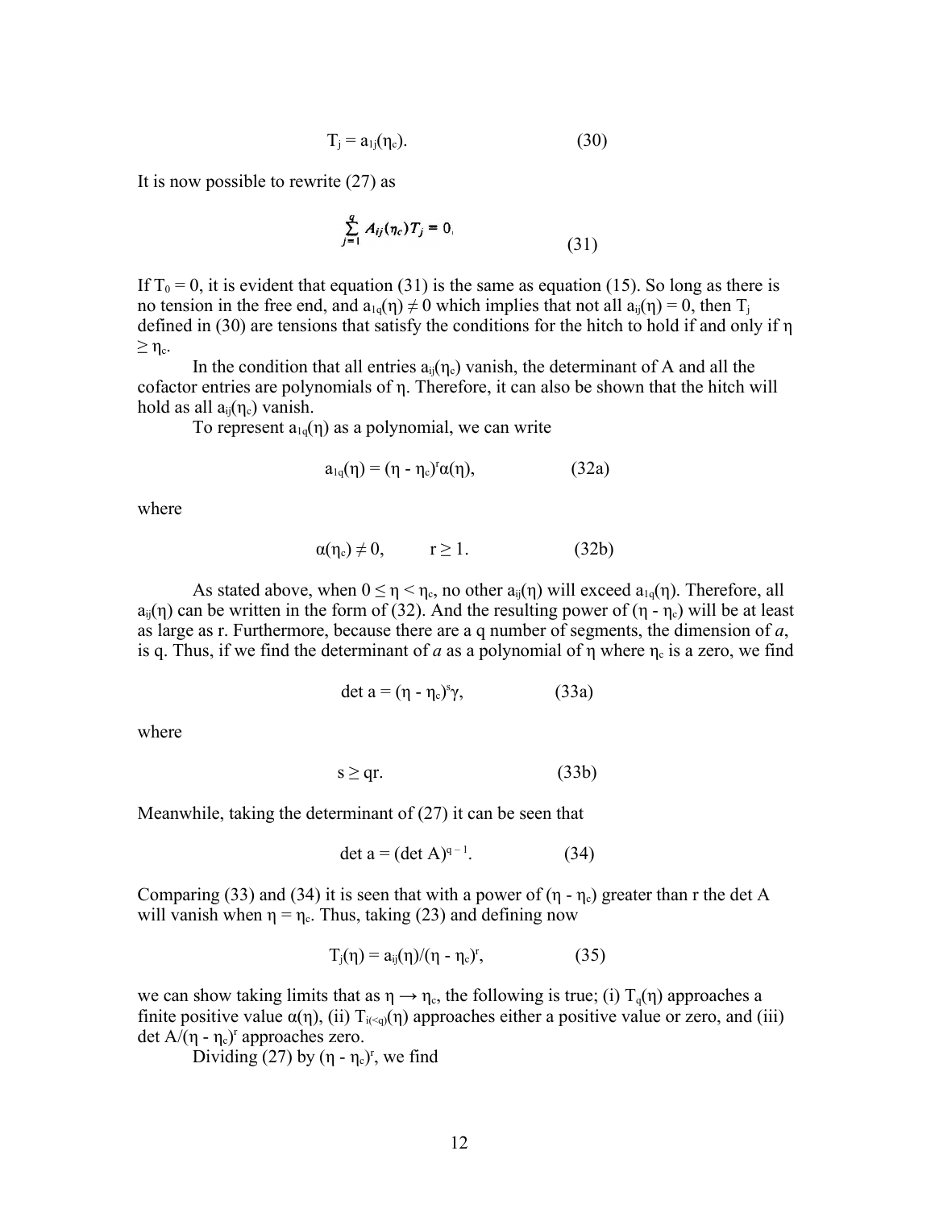$$T_j = a_{1j}(\eta_c). \tag{30}$$

It is now possible to rewrite (27) as

$$\sum_{j=1}^{q} A_{ij}(\eta_c)T_j = 0, \tag{31}$$

If $T_0 = 0$, it is evident that equation (31) is the same as equation (15). So long as there is no tension in the free end, and $a_{1q}(\eta) \neq 0$ which implies that not all $a_{ij}(\eta) = 0$, then $T_j$ defined in (30) are tensions that satisfy the conditions for the hitch to hold if and only if $\eta \geq \eta_c$.

In the condition that all entries $a_{ij}(\eta_c)$ vanish, the determinant of A and all the cofactor entries are polynomials of η. Therefore, it can also be shown that the hitch will hold as all $a_{ij}(\eta_c)$ vanish.

To represent $a_{1q}(\eta)$ as a polynomial, we can write

$$a_{1q}(\eta) = (\eta - \eta_c)^r \alpha(\eta), \tag{32a}$$

where

$$\alpha(\eta_c) \neq 0, \qquad r \geq 1. \tag{32b}$$

As stated above, when $0 \leq \eta < \eta_c$, no other $a_{ij}(\eta)$ will exceed $a_{1q}(\eta)$. Therefore, all $a_{ij}(\eta)$ can be written in the form of (32). And the resulting power of $(\eta - \eta_c)$ will be at least as large as r. Furthermore, because there are a q number of segments, the dimension of *a*, is q. Thus, if we find the determinant of *a* as a polynomial of η where $\eta_c$ is a zero, we find

$$\det a = (\eta - \eta_c)^s \gamma, \tag{33a}$$

where

$$s \geq qr. \tag{33b}$$

Meanwhile, taking the determinant of (27) it can be seen that

$$\det a = (\det A)^{q-1}. \tag{34}$$

Comparing (33) and (34) it is seen that with a power of $(\eta - \eta_c)$ greater than r the det A will vanish when $\eta = \eta_c$. Thus, taking (23) and defining now

$$T_j(\eta) = a_{ij}(\eta)/(\eta - \eta_c)^r, \tag{35}$$

we can show taking limits that as $\eta \rightarrow \eta_c$, the following is true; (i) $T_q(\eta)$ approaches a finite positive value $\alpha(\eta)$, (ii) $T_{i(<q)}(\eta)$ approaches either a positive value or zero, and (iii) $\det A/(\eta - \eta_c)^r$ approaches zero.

Dividing (27) by $(\eta - \eta_c)^r$, we find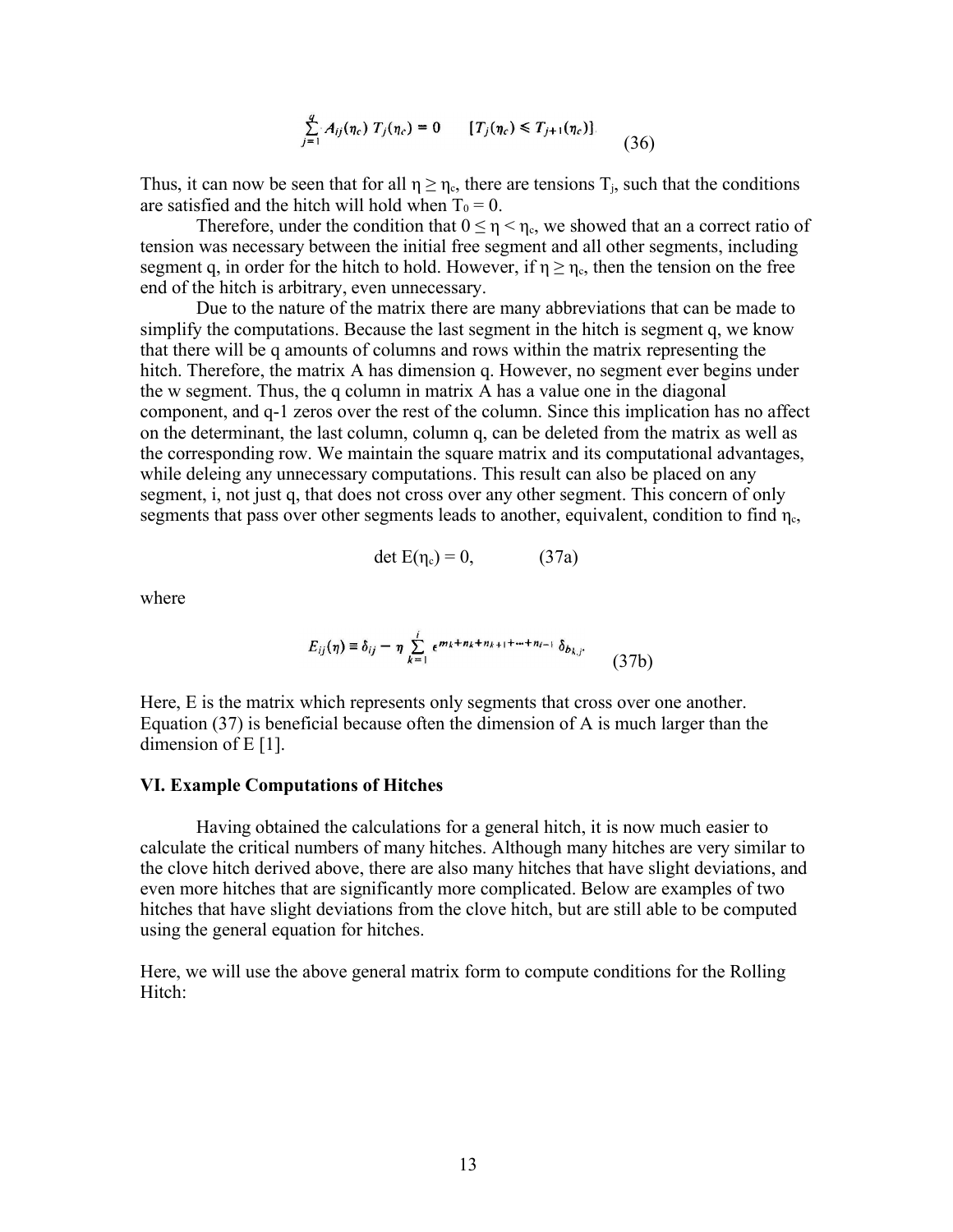$$\sum_{j=1}^{q} A_{ij}(\eta_c)\, T_j(\eta_c) = 0 \qquad [T_j(\eta_c) \leqslant T_{j+1}(\eta_c)]. \tag{36}$$

Thus, it can now be seen that for all $\eta \geq \eta_c$, there are tensions $T_j$, such that the conditions are satisfied and the hitch will hold when $T_0 = 0$.

Therefore, under the condition that $0 \leq \eta < \eta_c$, we showed that an a correct ratio of tension was necessary between the initial free segment and all other segments, including segment q, in order for the hitch to hold. However, if $\eta \geq \eta_c$, then the tension on the free end of the hitch is arbitrary, even unnecessary.

Due to the nature of the matrix there are many abbreviations that can be made to simplify the computations. Because the last segment in the hitch is segment q, we know that there will be q amounts of columns and rows within the matrix representing the hitch. Therefore, the matrix A has dimension q. However, no segment ever begins under the w segment. Thus, the q column in matrix A has a value one in the diagonal component, and q-1 zeros over the rest of the column. Since this implication has no affect on the determinant, the last column, column q, can be deleted from the matrix as well as the corresponding row. We maintain the square matrix and its computational advantages, while deleing any unnecessary computations. This result can also be placed on any segment, i, not just q, that does not cross over any other segment. This concern of only segments that pass over other segments leads to another, equivalent, condition to find $\eta_c$,

$$\det E(\eta_c) = 0, \tag{37a}$$

where

$$E_{ij}(\eta) \equiv \delta_{ij} - \eta \sum_{k=1}^{i} \epsilon^{m_k + n_k + n_{k+1} + \cdots + n_{i-1}} \delta_{b_k, j}. \tag{37b}$$

Here, E is the matrix which represents only segments that cross over one another. Equation (37) is beneficial because often the dimension of A is much larger than the dimension of E [1].

### VI. Example Computations of Hitches

Having obtained the calculations for a general hitch, it is now much easier to calculate the critical numbers of many hitches. Although many hitches are very similar to the clove hitch derived above, there are also many hitches that have slight deviations, and even more hitches that are significantly more complicated. Below are examples of two hitches that have slight deviations from the clove hitch, but are still able to be computed using the general equation for hitches.

Here, we will use the above general matrix form to compute conditions for the Rolling Hitch: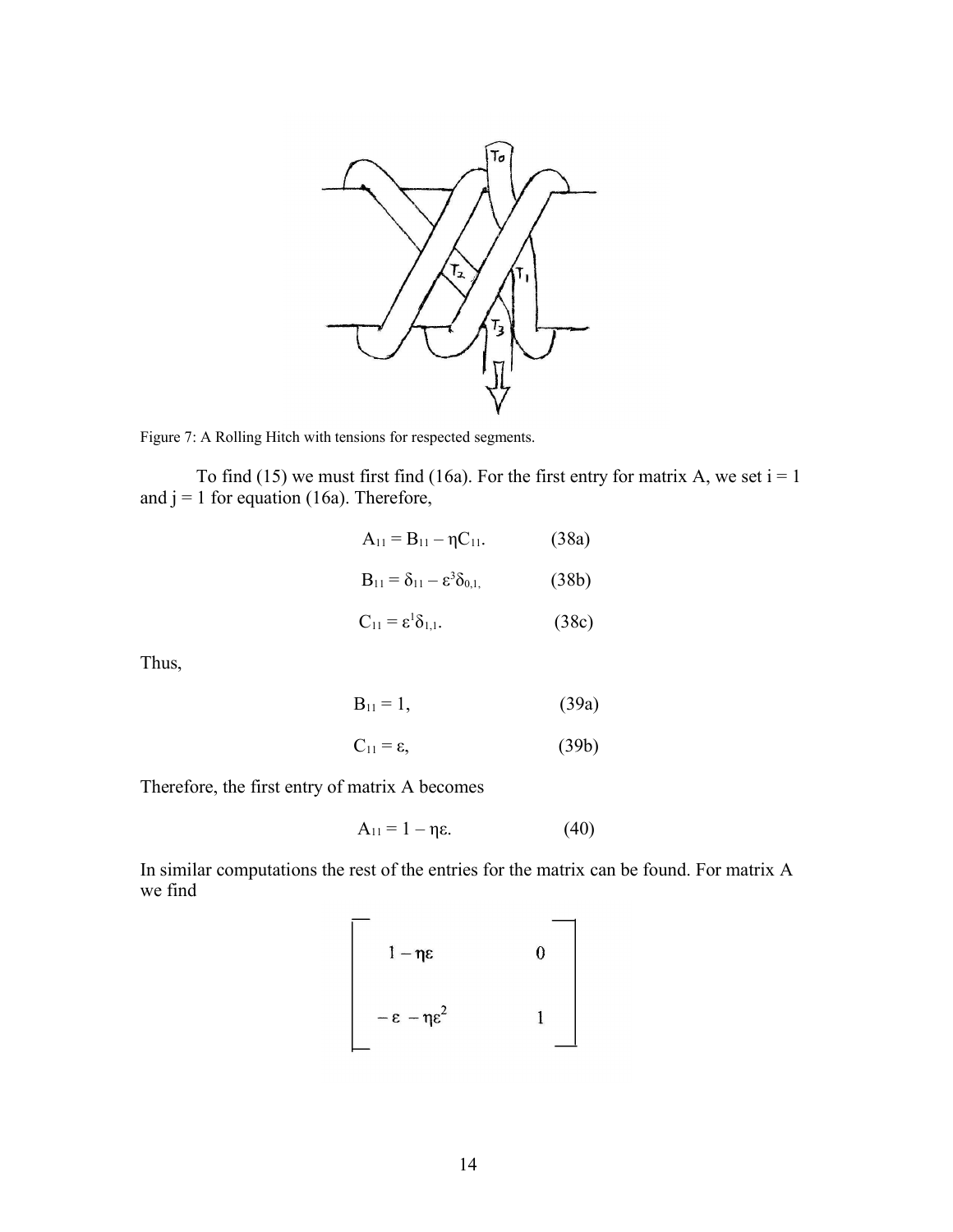Figure 7: A Rolling Hitch with tensions for respected segments.

To find (15) we must first find (16a). For the first entry for matrix A, we set i = 1 and j = 1 for equation (16a). Therefore,

$$A_{11} = B_{11} - \eta C_{11}. \qquad (38a)$$

$$B_{11} = \delta_{11} - \varepsilon^{3}\delta_{0,1,} \qquad (38b)$$

$$C_{11} = \varepsilon^{1}\delta_{1,1}. \qquad (38c)$$

Thus,

$$B_{11} = 1, \qquad (39a)$$

$$C_{11} = \varepsilon, \qquad (39b)$$

Therefore, the first entry of matrix A becomes

$$A_{11} = 1 - \eta\varepsilon. \qquad (40)$$

In similar computations the rest of the entries for the matrix can be found. For matrix A we find

$$\begin{bmatrix} 1 - \eta\varepsilon & 0 \\ -\varepsilon - \eta\varepsilon^{2} & 1 \end{bmatrix}$$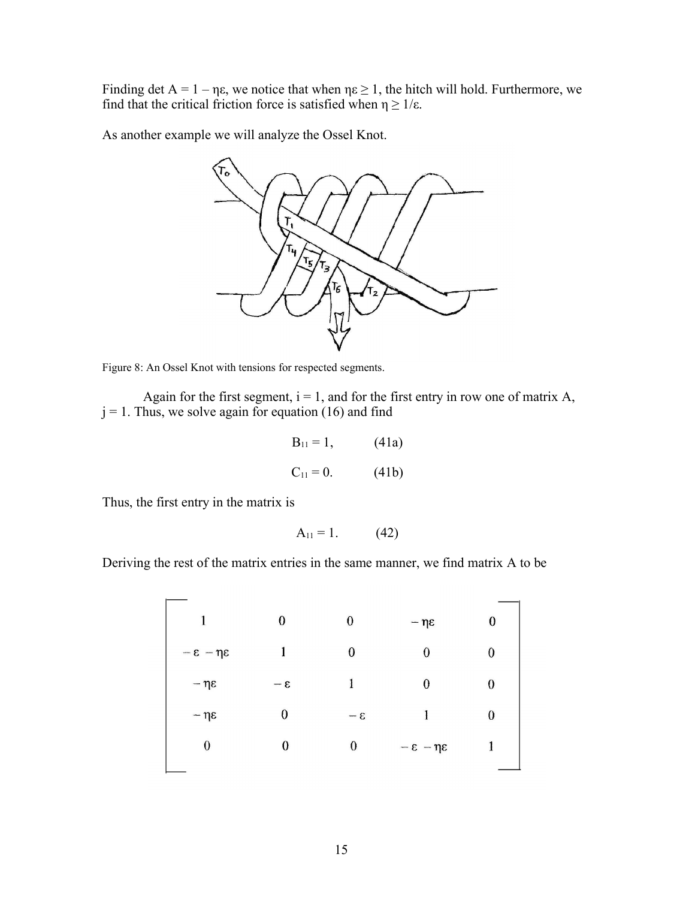Finding det A = 1 – ηε, we notice that when ηε ≥ 1, the hitch will hold. Furthermore, we find that the critical friction force is satisfied when η ≥ 1/ε.

As another example we will analyze the Ossel Knot.

Figure 8: An Ossel Knot with tensions for respected segments.

Again for the first segment, i = 1, and for the first entry in row one of matrix A, j = 1. Thus, we solve again for equation (16) and find

$$B_{11} = 1, \qquad (41a)$$

$$C_{11} = 0. \qquad (41b)$$

Thus, the first entry in the matrix is

$$A_{11} = 1. \qquad (42)$$

Deriving the rest of the matrix entries in the same manner, we find matrix A to be

$$\begin{bmatrix} 1 & 0 & 0 & -\eta\varepsilon & 0 \\ -\varepsilon - \eta\varepsilon & 1 & 0 & 0 & 0 \\ -\eta\varepsilon & -\varepsilon & 1 & 0 & 0 \\ -\eta\varepsilon & 0 & -\varepsilon & 1 & 0 \\ 0 & 0 & 0 & -\varepsilon - \eta\varepsilon & 1 \end{bmatrix}$$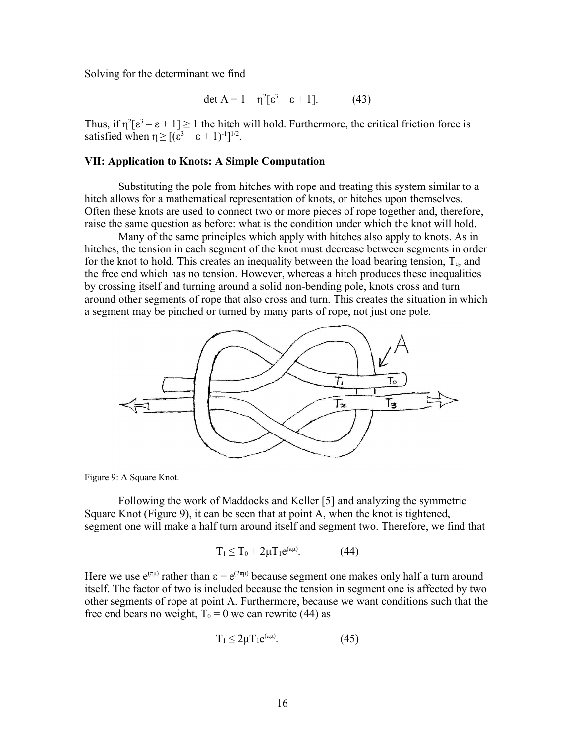Solving for the determinant we find

$$\det A = 1 - \eta^2[\varepsilon^3 - \varepsilon + 1]. \qquad (43)$$

Thus, if $\eta^2[\varepsilon^3 - \varepsilon + 1] \geq 1$ the hitch will hold. Furthermore, the critical friction force is satisfied when $\eta \geq [(\varepsilon^3 - \varepsilon + 1)^{-1}]^{1/2}$.

### VII: Application to Knots: A Simple Computation

Substituting the pole from hitches with rope and treating this system similar to a hitch allows for a mathematical representation of knots, or hitches upon themselves. Often these knots are used to connect two or more pieces of rope together and, therefore, raise the same question as before: what is the condition under which the knot will hold.

Many of the same principles which apply with hitches also apply to knots. As in hitches, the tension in each segment of the knot must decrease between segments in order for the knot to hold. This creates an inequality between the load bearing tension, $T_q$, and the free end which has no tension. However, whereas a hitch produces these inequalities by crossing itself and turning around a solid non-bending pole, knots cross and turn around other segments of rope that also cross and turn. This creates the situation in which a segment may be pinched or turned by many parts of rope, not just one pole.

Figure 9: A Square Knot.

Following the work of Maddocks and Keller [5] and analyzing the symmetric Square Knot (Figure 9), it can be seen that at point A, when the knot is tightened, segment one will make a half turn around itself and segment two. Therefore, we find that

$$T_1 \leq T_0 + 2\mu T_1 e^{(\pi\mu)}. \qquad (44)$$

Here we use $e^{(\pi\mu)}$ rather than $\varepsilon = e^{(2\pi\mu)}$ because segment one makes only half a turn around itself. The factor of two is included because the tension in segment one is affected by two other segments of rope at point A. Furthermore, because we want conditions such that the free end bears no weight, $T_0 = 0$ we can rewrite (44) as

$$T_1 \leq 2\mu T_1 e^{(\pi\mu)}. \qquad (45)$$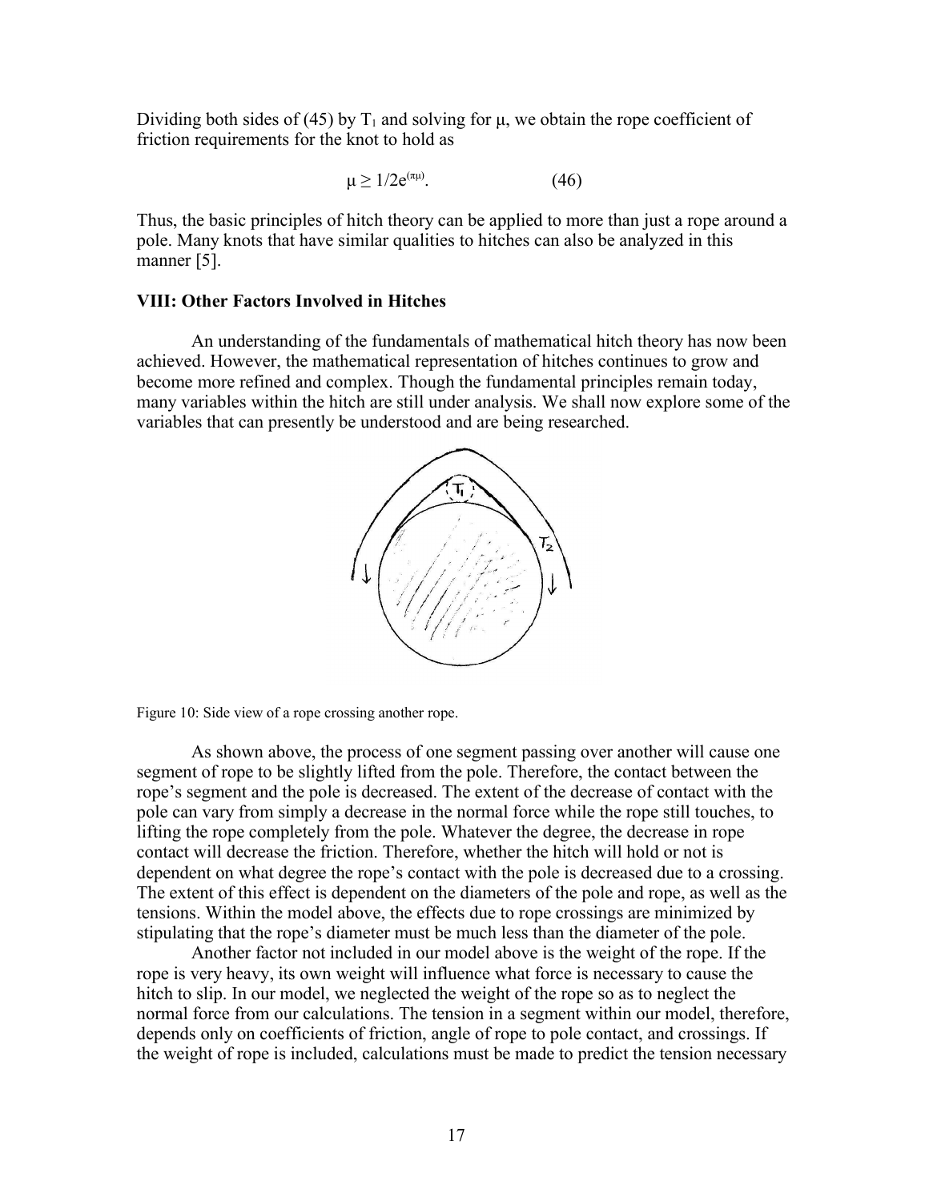Dividing both sides of (45) by $T_1$ and solving for μ, we obtain the rope coefficient of friction requirements for the knot to hold as

$$\mu \geq 1/2e^{(\pi\mu)}. \qquad (46)$$

Thus, the basic principles of hitch theory can be applied to more than just a rope around a pole. Many knots that have similar qualities to hitches can also be analyzed in this manner [5].

### VIII: Other Factors Involved in Hitches

An understanding of the fundamentals of mathematical hitch theory has now been achieved. However, the mathematical representation of hitches continues to grow and become more refined and complex. Though the fundamental principles remain today, many variables within the hitch are still under analysis. We shall now explore some of the variables that can presently be understood and are being researched.

Figure 10: Side view of a rope crossing another rope.

As shown above, the process of one segment passing over another will cause one segment of rope to be slightly lifted from the pole. Therefore, the contact between the rope's segment and the pole is decreased. The extent of the decrease of contact with the pole can vary from simply a decrease in the normal force while the rope still touches, to lifting the rope completely from the pole. Whatever the degree, the decrease in rope contact will decrease the friction. Therefore, whether the hitch will hold or not is dependent on what degree the rope's contact with the pole is decreased due to a crossing. The extent of this effect is dependent on the diameters of the pole and rope, as well as the tensions. Within the model above, the effects due to rope crossings are minimized by stipulating that the rope's diameter must be much less than the diameter of the pole.

Another factor not included in our model above is the weight of the rope. If the rope is very heavy, its own weight will influence what force is necessary to cause the hitch to slip. In our model, we neglected the weight of the rope so as to neglect the normal force from our calculations. The tension in a segment within our model, therefore, depends only on coefficients of friction, angle of rope to pole contact, and crossings. If the weight of rope is included, calculations must be made to predict the tension necessary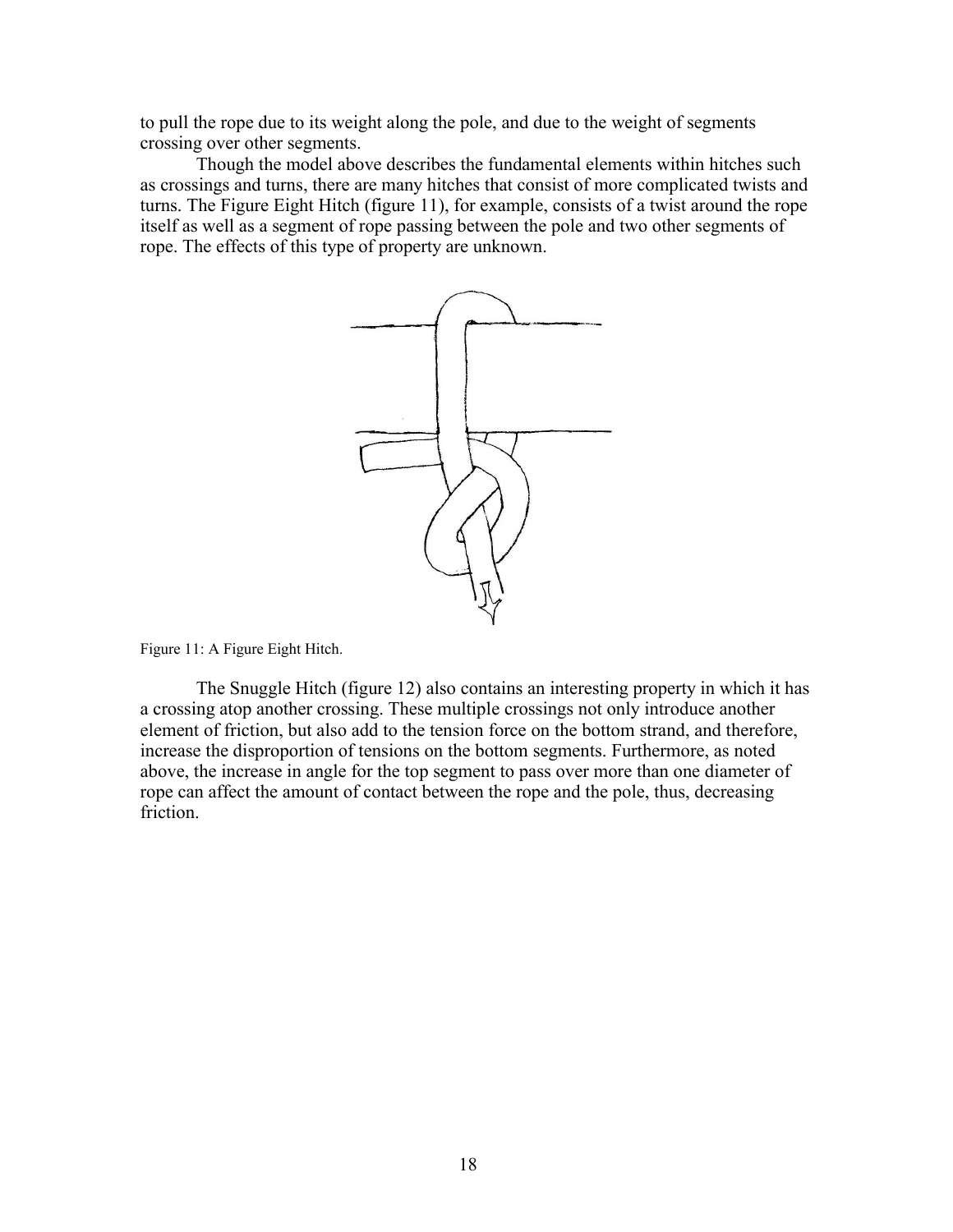to pull the rope due to its weight along the pole, and due to the weight of segments crossing over other segments.

Though the model above describes the fundamental elements within hitches such as crossings and turns, there are many hitches that consist of more complicated twists and turns. The Figure Eight Hitch (figure 11), for example, consists of a twist around the rope itself as well as a segment of rope passing between the pole and two other segments of rope. The effects of this type of property are unknown.

Figure 11: A Figure Eight Hitch.

The Snuggle Hitch (figure 12) also contains an interesting property in which it has a crossing atop another crossing. These multiple crossings not only introduce another element of friction, but also add to the tension force on the bottom strand, and therefore, increase the disproportion of tensions on the bottom segments. Furthermore, as noted above, the increase in angle for the top segment to pass over more than one diameter of rope can affect the amount of contact between the rope and the pole, thus, decreasing friction.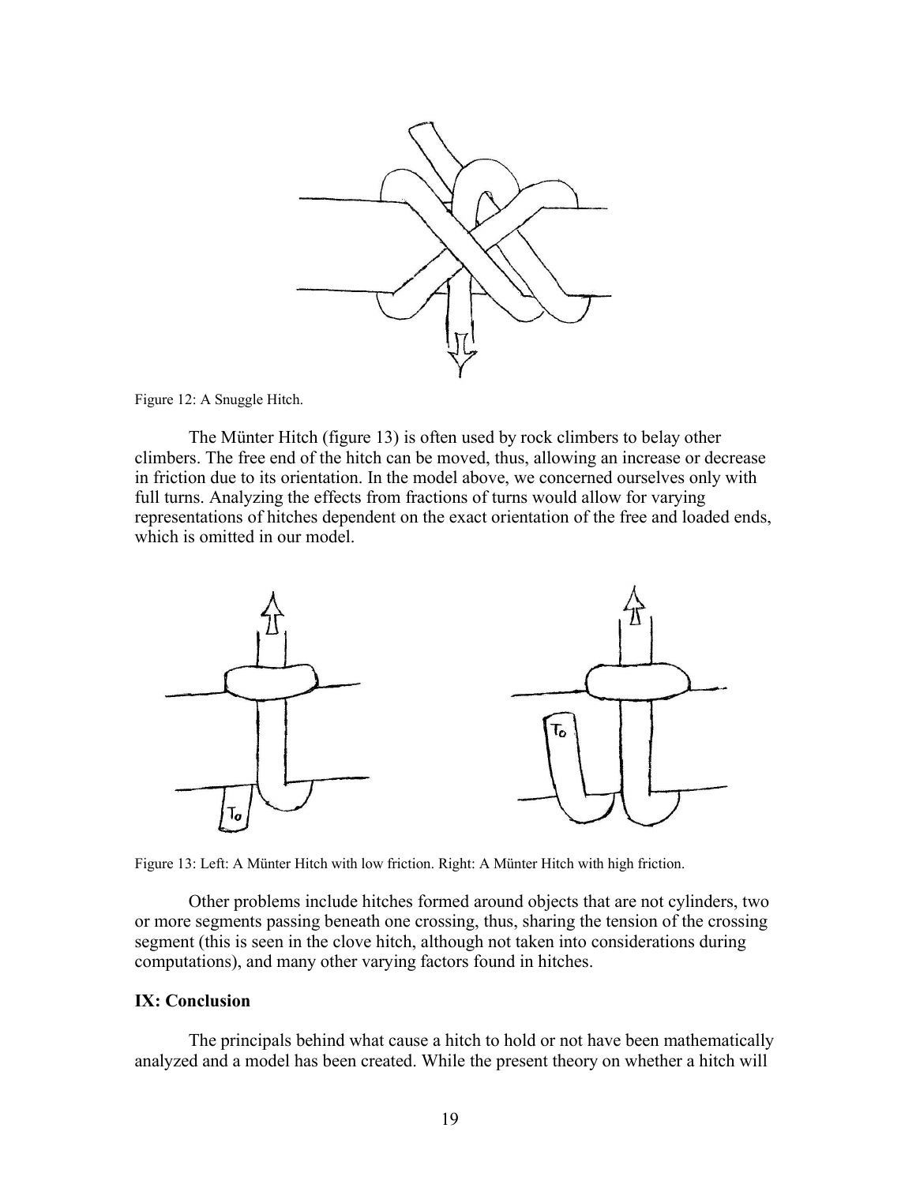Figure 12: A Snuggle Hitch.

The Münter Hitch (figure 13) is often used by rock climbers to belay other climbers. The free end of the hitch can be moved, thus, allowing an increase or decrease in friction due to its orientation. In the model above, we concerned ourselves only with full turns. Analyzing the effects from fractions of turns would allow for varying representations of hitches dependent on the exact orientation of the free and loaded ends, which is omitted in our model.

Figure 13: Left: A Münter Hitch with low friction. Right: A Münter Hitch with high friction.

Other problems include hitches formed around objects that are not cylinders, two or more segments passing beneath one crossing, thus, sharing the tension of the crossing segment (this is seen in the clove hitch, although not taken into considerations during computations), and many other varying factors found in hitches.

## IX: Conclusion

The principals behind what cause a hitch to hold or not have been mathematically analyzed and a model has been created. While the present theory on whether a hitch will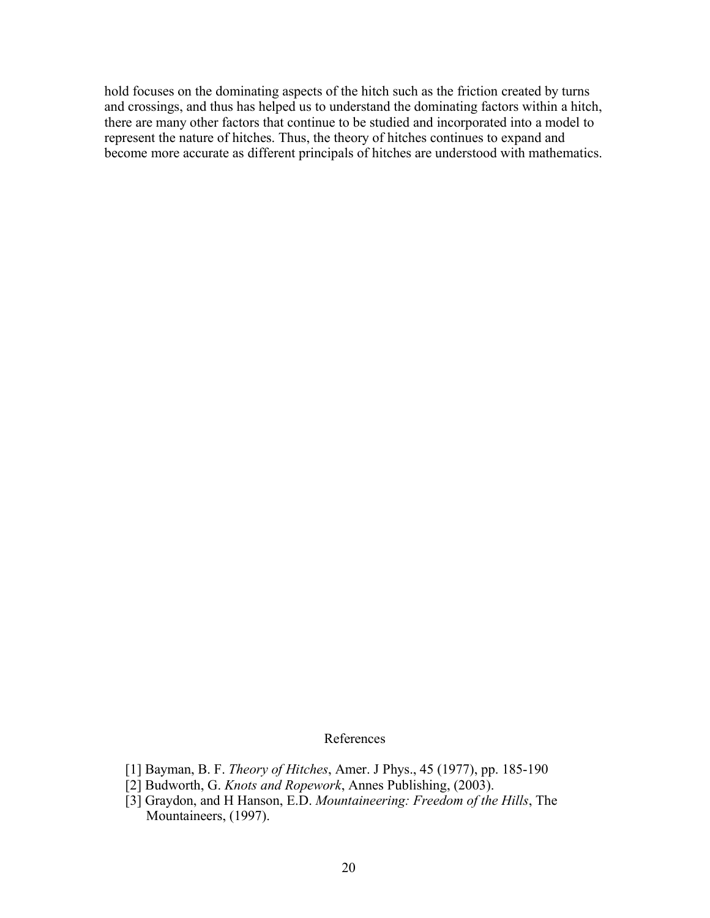hold focuses on the dominating aspects of the hitch such as the friction created by turns and crossings, and thus has helped us to understand the dominating factors within a hitch, there are many other factors that continue to be studied and incorporated into a model to represent the nature of hitches. Thus, the theory of hitches continues to expand and become more accurate as different principals of hitches are understood with mathematics.

## References

[1] Bayman, B. F. *Theory of Hitches*, Amer. J Phys., 45 (1977), pp. 185-190

[2] Budworth, G. *Knots and Ropework*, Annes Publishing, (2003).

[3] Graydon, and H Hanson, E.D. *Mountaineering: Freedom of the Hills*, The Mountaineers, (1997).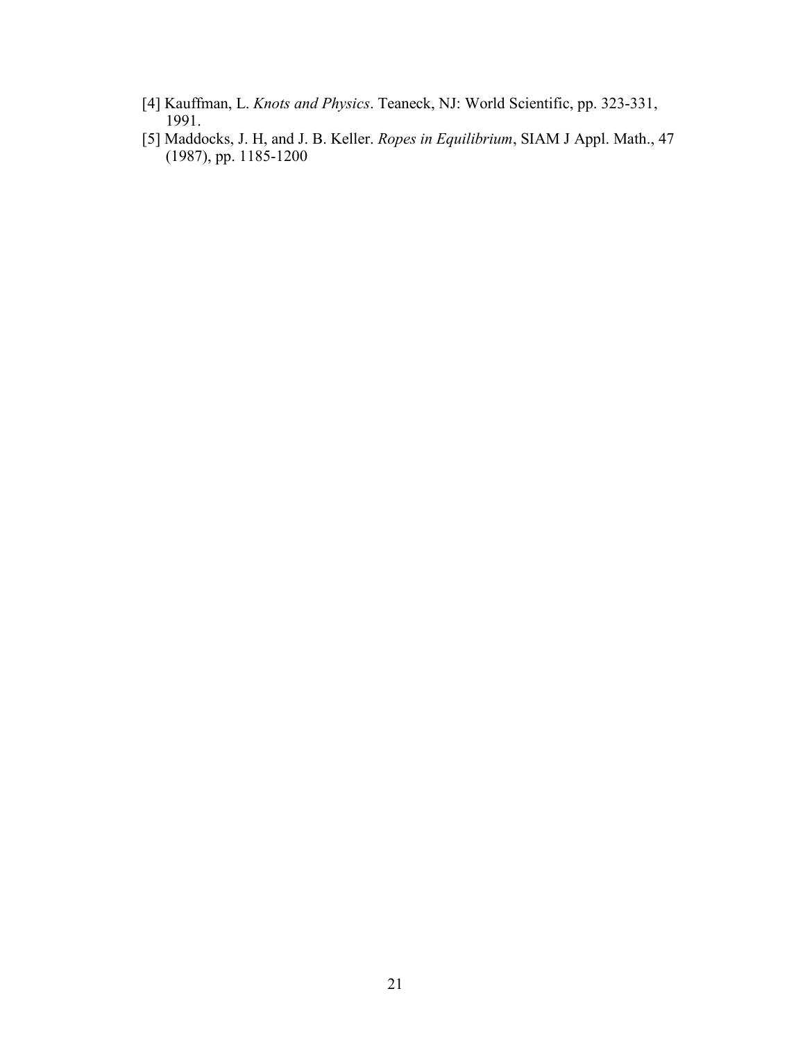[4] Kauffman, L. *Knots and Physics*. Teaneck, NJ: World Scientific, pp. 323-331, 1991.

[5] Maddocks, J. H, and J. B. Keller. *Ropes in Equilibrium*, SIAM J Appl. Math., 47 (1987), pp. 1185-1200